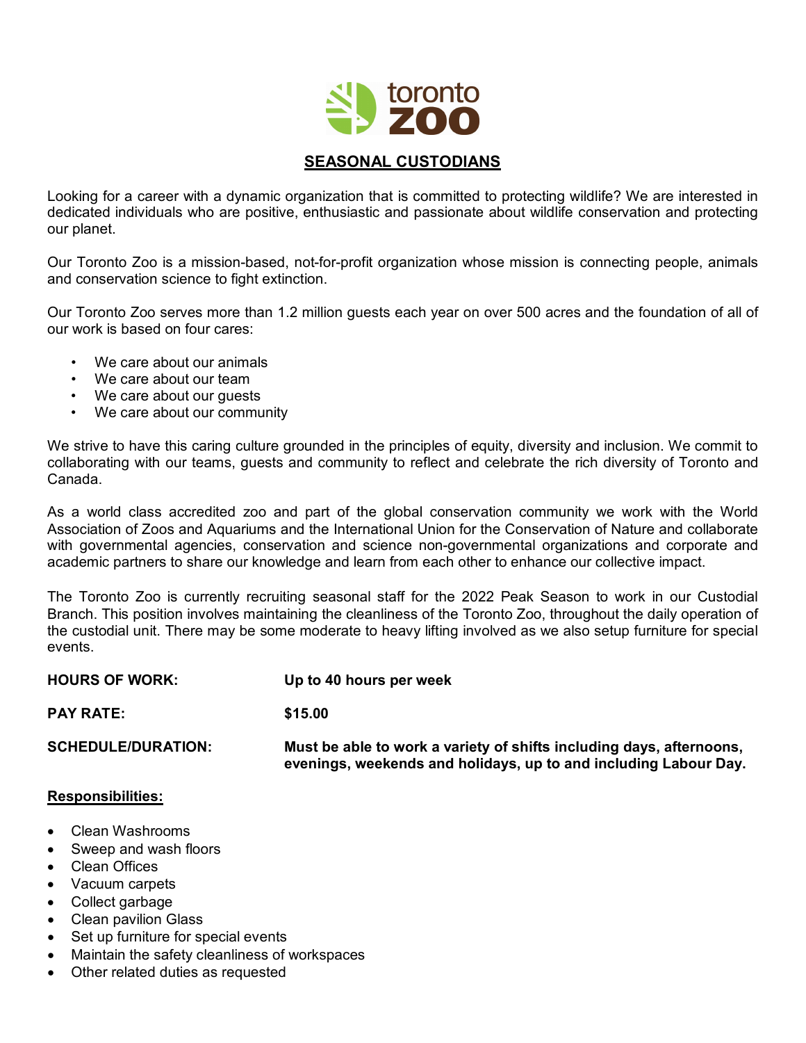# SEASONAL CUSTODIANS

Looking for a career with a dynamic organization that is committed to protecting wildlife? We are interested in dedicated individuals who are positive, enthusiastic and passionate about wildlife conservation and protecting our planet.

Our Toronto Zoo is a mission-based, not-for-profit organization whose mission is connecting people, animals and conservation science to fight extinction.

Our Toronto Zoo serves more than 1.2 million guests each year on over 500 acres and the foundation of all of our work is based on four cares:

- We care about our animals
- We care about our team
- We care about our guests
- We care about our community

We strive to have this caring culture grounded in the principles of equity, diversity and inclusion. We commit to collaborating with our teams, guests and community to reflect and celebrate the rich diversity of Toronto and Canada.

As a world class accredited zoo and part of the global conservation community we work with the World Association of Zoos and Aquariums and the International Union for the Conservation of Nature and collaborate with governmental agencies, conservation and science non-governmental organizations and corporate and academic partners to share our knowledge and learn from each other to enhance our collective impact.

The Toronto Zoo is currently recruiting seasonal staff for the 2022 Peak Season to work in our Custodial Branch. This position involves maintaining the cleanliness of the Toronto Zoo, throughout the daily operation of the custodial unit. There may be some moderate to heavy lifting involved as we also setup furniture for special events.

**HOURS OF WORK:** **Up to 40 hours per week**

**PAY RATE:** **$15.00**

**SCHEDULE/DURATION:** **Must be able to work a variety of shifts including days, afternoons, evenings, weekends and holidays, up to and including Labour Day.**

## Responsibilities:

- Clean Washrooms
- Sweep and wash floors
- Clean Offices
- Vacuum carpets
- Collect garbage
- Clean pavilion Glass
- Set up furniture for special events
- Maintain the safety cleanliness of workspaces
- Other related duties as requested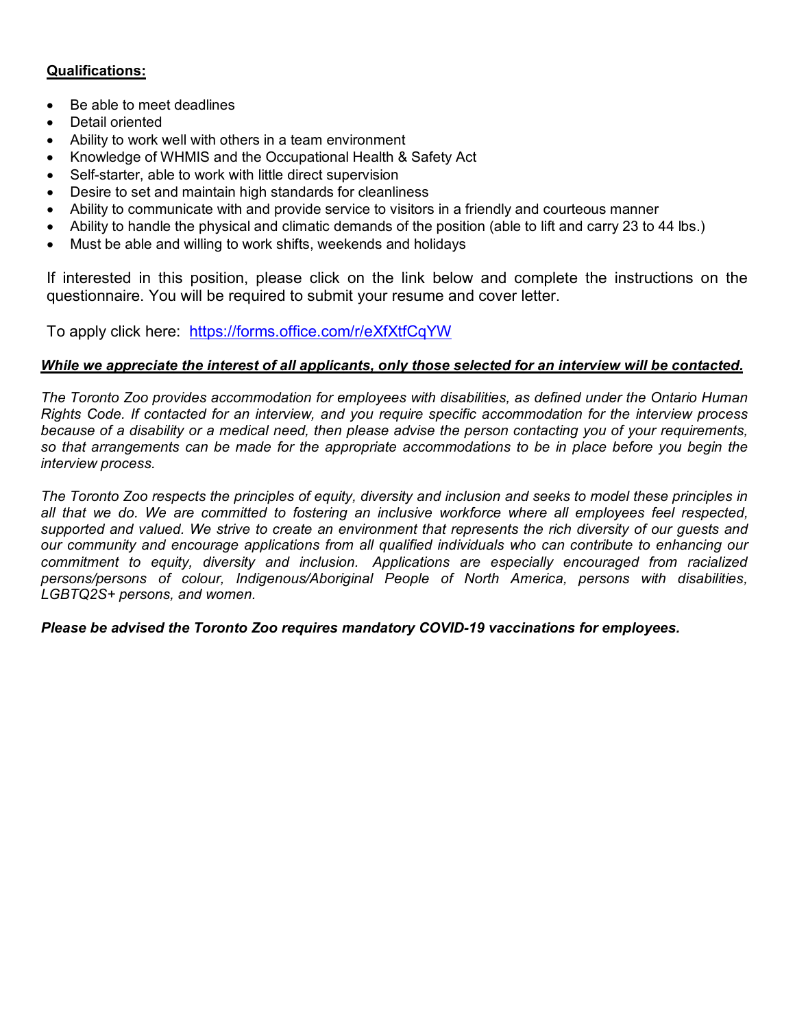**Qualifications:**

- Be able to meet deadlines
- Detail oriented
- Ability to work well with others in a team environment
- Knowledge of WHMIS and the Occupational Health & Safety Act
- Self-starter, able to work with little direct supervision
- Desire to set and maintain high standards for cleanliness
- Ability to communicate with and provide service to visitors in a friendly and courteous manner
- Ability to handle the physical and climatic demands of the position (able to lift and carry 23 to 44 lbs.)
- Must be able and willing to work shifts, weekends and holidays

If interested in this position, please click on the link below and complete the instructions on the questionnaire. You will be required to submit your resume and cover letter.

To apply click here: https://forms.office.com/r/eXfXtfCqYW

***While we appreciate the interest of all applicants, only those selected for an interview will be contacted.***

*The Toronto Zoo provides accommodation for employees with disabilities, as defined under the Ontario Human Rights Code. If contacted for an interview, and you require specific accommodation for the interview process because of a disability or a medical need, then please advise the person contacting you of your requirements, so that arrangements can be made for the appropriate accommodations to be in place before you begin the interview process.*

*The Toronto Zoo respects the principles of equity, diversity and inclusion and seeks to model these principles in all that we do. We are committed to fostering an inclusive workforce where all employees feel respected, supported and valued. We strive to create an environment that represents the rich diversity of our guests and our community and encourage applications from all qualified individuals who can contribute to enhancing our commitment to equity, diversity and inclusion. Applications are especially encouraged from racialized persons/persons of colour, Indigenous/Aboriginal People of North America, persons with disabilities, LGBTQ2S+ persons, and women.*

***Please be advised the Toronto Zoo requires mandatory COVID-19 vaccinations for employees.***